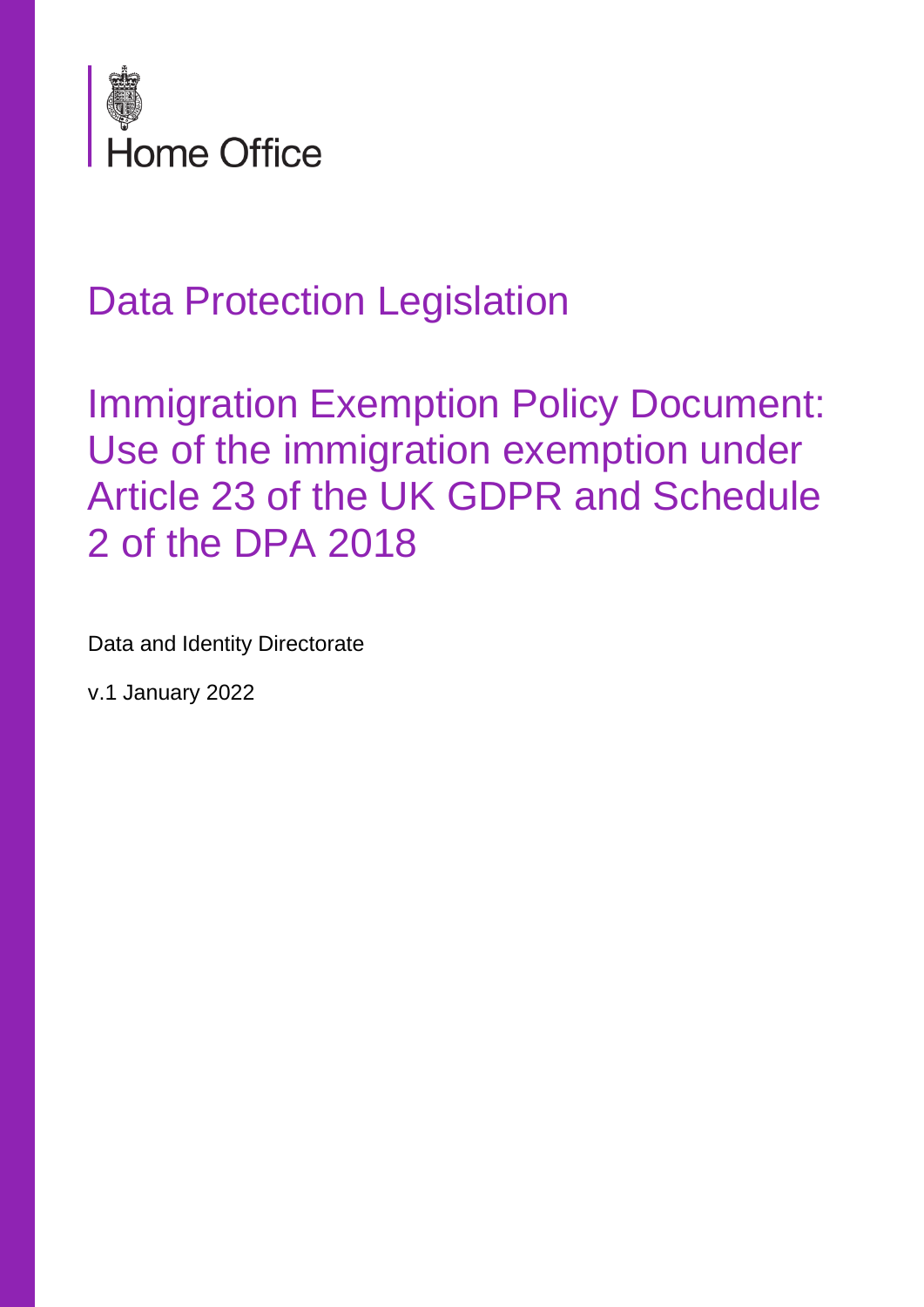Home Office

# Data Protection Legislation

# Immigration Exemption Policy Document: Use of the immigration exemption under Article 23 of the UK GDPR and Schedule 2 of the DPA 2018

Data and Identity Directorate

v.1 January 2022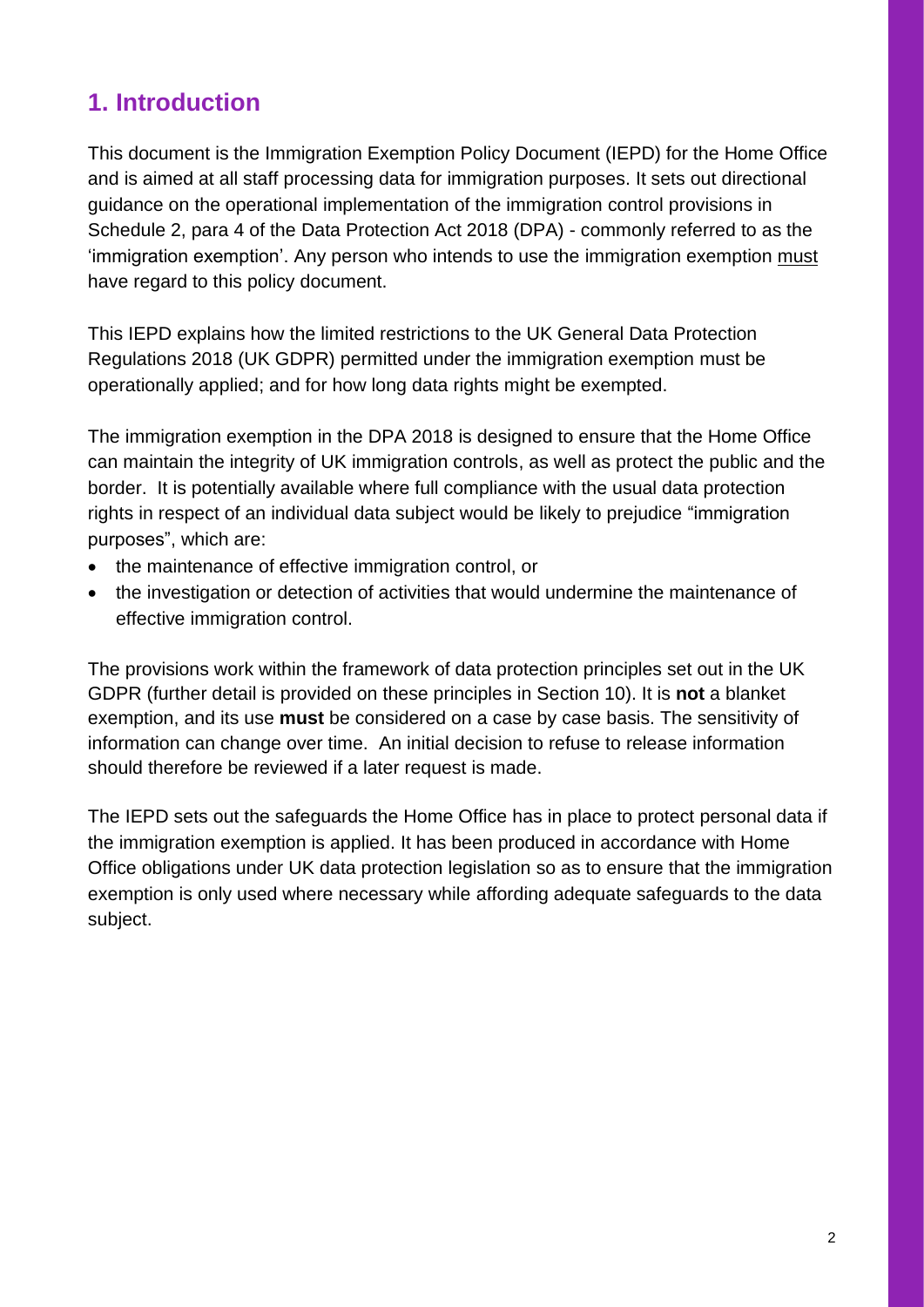## 1. Introduction

This document is the Immigration Exemption Policy Document (IEPD) for the Home Office and is aimed at all staff processing data for immigration purposes. It sets out directional guidance on the operational implementation of the immigration control provisions in Schedule 2, para 4 of the Data Protection Act 2018 (DPA) - commonly referred to as the 'immigration exemption'. Any person who intends to use the immigration exemption must have regard to this policy document.

This IEPD explains how the limited restrictions to the UK General Data Protection Regulations 2018 (UK GDPR) permitted under the immigration exemption must be operationally applied; and for how long data rights might be exempted.

The immigration exemption in the DPA 2018 is designed to ensure that the Home Office can maintain the integrity of UK immigration controls, as well as protect the public and the border. It is potentially available where full compliance with the usual data protection rights in respect of an individual data subject would be likely to prejudice "immigration purposes", which are:

- the maintenance of effective immigration control, or
- the investigation or detection of activities that would undermine the maintenance of effective immigration control.

The provisions work within the framework of data protection principles set out in the UK GDPR (further detail is provided on these principles in Section 10). It is **not** a blanket exemption, and its use **must** be considered on a case by case basis. The sensitivity of information can change over time. An initial decision to refuse to release information should therefore be reviewed if a later request is made.

The IEPD sets out the safeguards the Home Office has in place to protect personal data if the immigration exemption is applied. It has been produced in accordance with Home Office obligations under UK data protection legislation so as to ensure that the immigration exemption is only used where necessary while affording adequate safeguards to the data subject.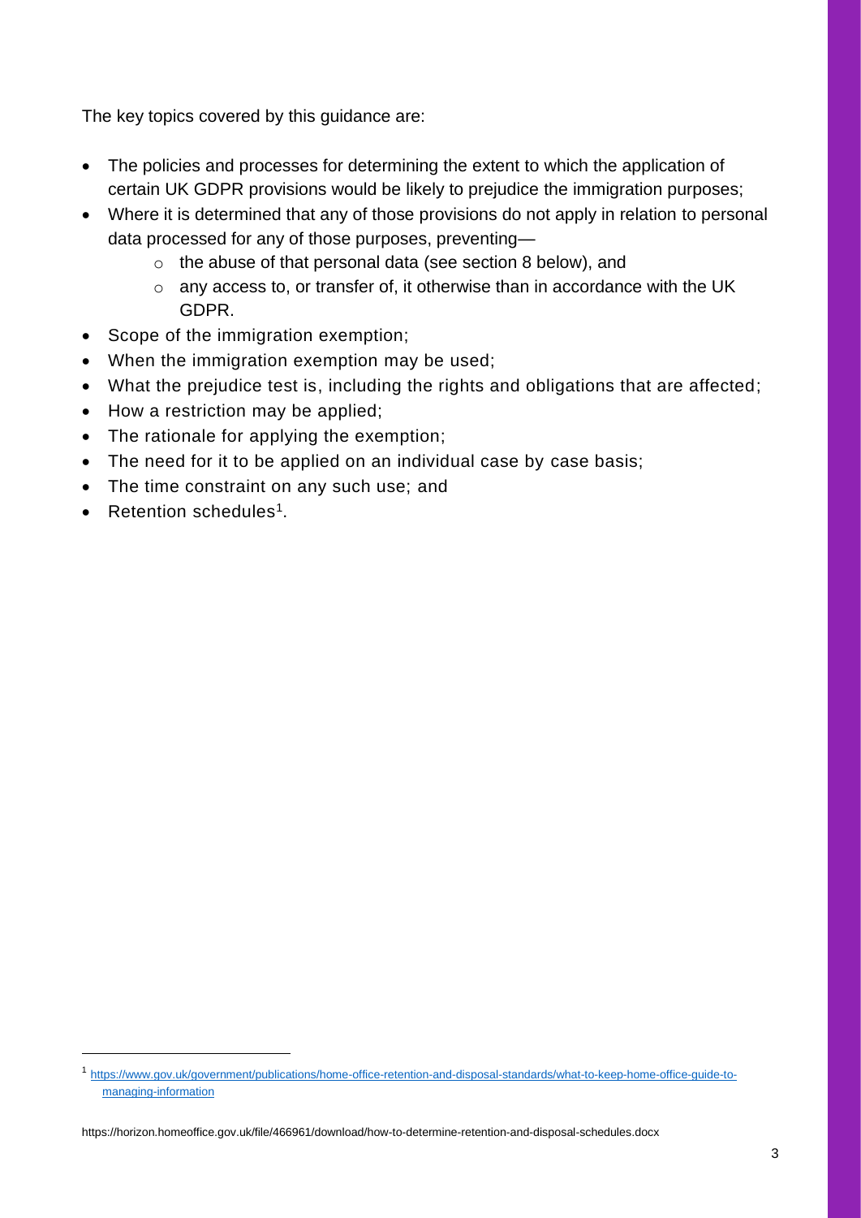The key topics covered by this guidance are:

- The policies and processes for determining the extent to which the application of certain UK GDPR provisions would be likely to prejudice the immigration purposes;
- Where it is determined that any of those provisions do not apply in relation to personal data processed for any of those purposes, preventing—
  - the abuse of that personal data (see section 8 below), and
  - any access to, or transfer of, it otherwise than in accordance with the UK GDPR.
- Scope of the immigration exemption;
- When the immigration exemption may be used;
- What the prejudice test is, including the rights and obligations that are affected;
- How a restriction may be applied;
- The rationale for applying the exemption;
- The need for it to be applied on an individual case by case basis;
- The time constraint on any such use; and
- Retention schedules[1].

---

[1] https://www.gov.uk/government/publications/home-office-retention-and-disposal-standards/what-to-keep-home-office-guide-to-managing-information

https://horizon.homeoffice.gov.uk/file/466961/download/how-to-determine-retention-and-disposal-schedules.docx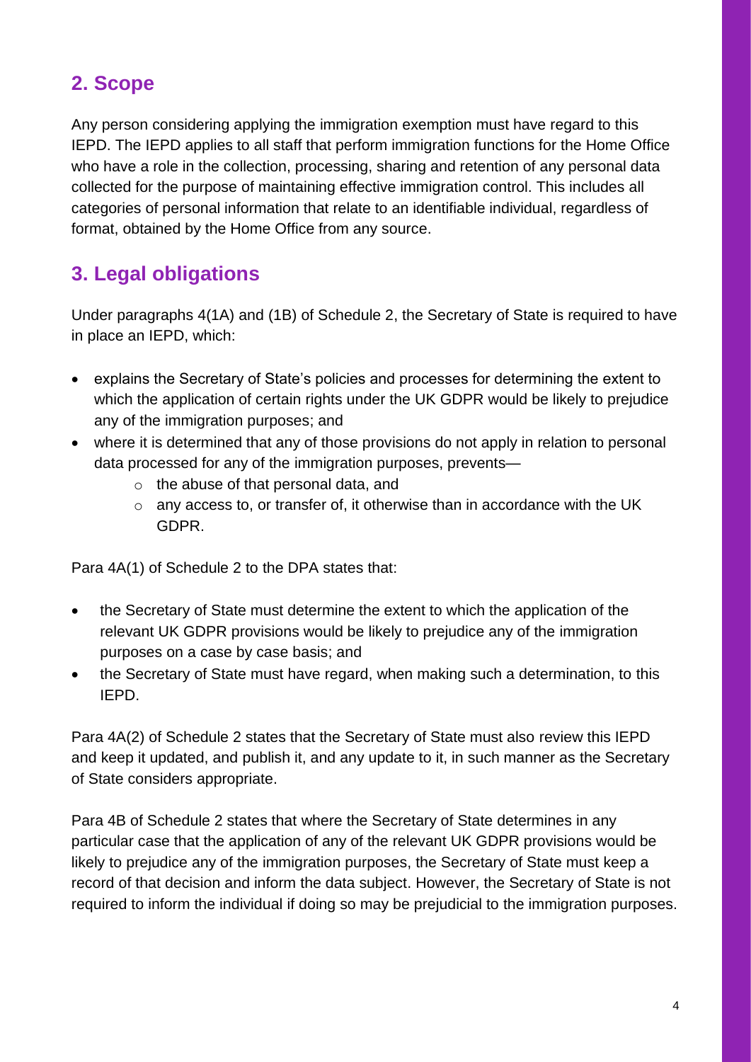## 2. Scope

Any person considering applying the immigration exemption must have regard to this IEPD. The IEPD applies to all staff that perform immigration functions for the Home Office who have a role in the collection, processing, sharing and retention of any personal data collected for the purpose of maintaining effective immigration control. This includes all categories of personal information that relate to an identifiable individual, regardless of format, obtained by the Home Office from any source.

## 3. Legal obligations

Under paragraphs 4(1A) and (1B) of Schedule 2, the Secretary of State is required to have in place an IEPD, which:

- explains the Secretary of State's policies and processes for determining the extent to which the application of certain rights under the UK GDPR would be likely to prejudice any of the immigration purposes; and
- where it is determined that any of those provisions do not apply in relation to personal data processed for any of the immigration purposes, prevents—
  - the abuse of that personal data, and
  - any access to, or transfer of, it otherwise than in accordance with the UK GDPR.

Para 4A(1) of Schedule 2 to the DPA states that:

- the Secretary of State must determine the extent to which the application of the relevant UK GDPR provisions would be likely to prejudice any of the immigration purposes on a case by case basis; and
- the Secretary of State must have regard, when making such a determination, to this IEPD.

Para 4A(2) of Schedule 2 states that the Secretary of State must also review this IEPD and keep it updated, and publish it, and any update to it, in such manner as the Secretary of State considers appropriate.

Para 4B of Schedule 2 states that where the Secretary of State determines in any particular case that the application of any of the relevant UK GDPR provisions would be likely to prejudice any of the immigration purposes, the Secretary of State must keep a record of that decision and inform the data subject. However, the Secretary of State is not required to inform the individual if doing so may be prejudicial to the immigration purposes.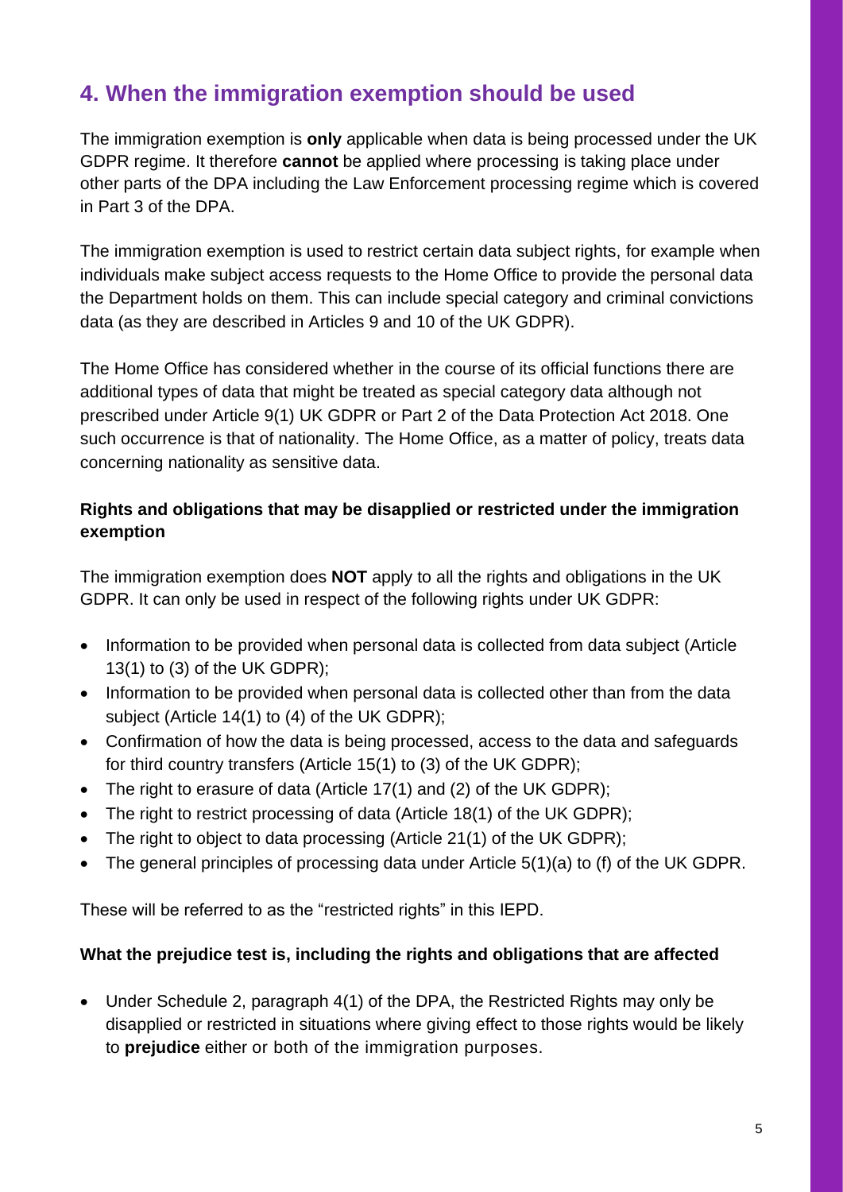## 4. When the immigration exemption should be used

The immigration exemption is **only** applicable when data is being processed under the UK GDPR regime. It therefore **cannot** be applied where processing is taking place under other parts of the DPA including the Law Enforcement processing regime which is covered in Part 3 of the DPA.

The immigration exemption is used to restrict certain data subject rights, for example when individuals make subject access requests to the Home Office to provide the personal data the Department holds on them. This can include special category and criminal convictions data (as they are described in Articles 9 and 10 of the UK GDPR).

The Home Office has considered whether in the course of its official functions there are additional types of data that might be treated as special category data although not prescribed under Article 9(1) UK GDPR or Part 2 of the Data Protection Act 2018. One such occurrence is that of nationality. The Home Office, as a matter of policy, treats data concerning nationality as sensitive data.

**Rights and obligations that may be disapplied or restricted under the immigration exemption**

The immigration exemption does **NOT** apply to all the rights and obligations in the UK GDPR. It can only be used in respect of the following rights under UK GDPR:

- Information to be provided when personal data is collected from data subject (Article 13(1) to (3) of the UK GDPR);
- Information to be provided when personal data is collected other than from the data subject (Article 14(1) to (4) of the UK GDPR);
- Confirmation of how the data is being processed, access to the data and safeguards for third country transfers (Article 15(1) to (3) of the UK GDPR);
- The right to erasure of data (Article 17(1) and (2) of the UK GDPR);
- The right to restrict processing of data (Article 18(1) of the UK GDPR);
- The right to object to data processing (Article 21(1) of the UK GDPR);
- The general principles of processing data under Article 5(1)(a) to (f) of the UK GDPR.

These will be referred to as the "restricted rights" in this IEPD.

**What the prejudice test is, including the rights and obligations that are affected**

- Under Schedule 2, paragraph 4(1) of the DPA, the Restricted Rights may only be disapplied or restricted in situations where giving effect to those rights would be likely to **prejudice** either or both of the immigration purposes.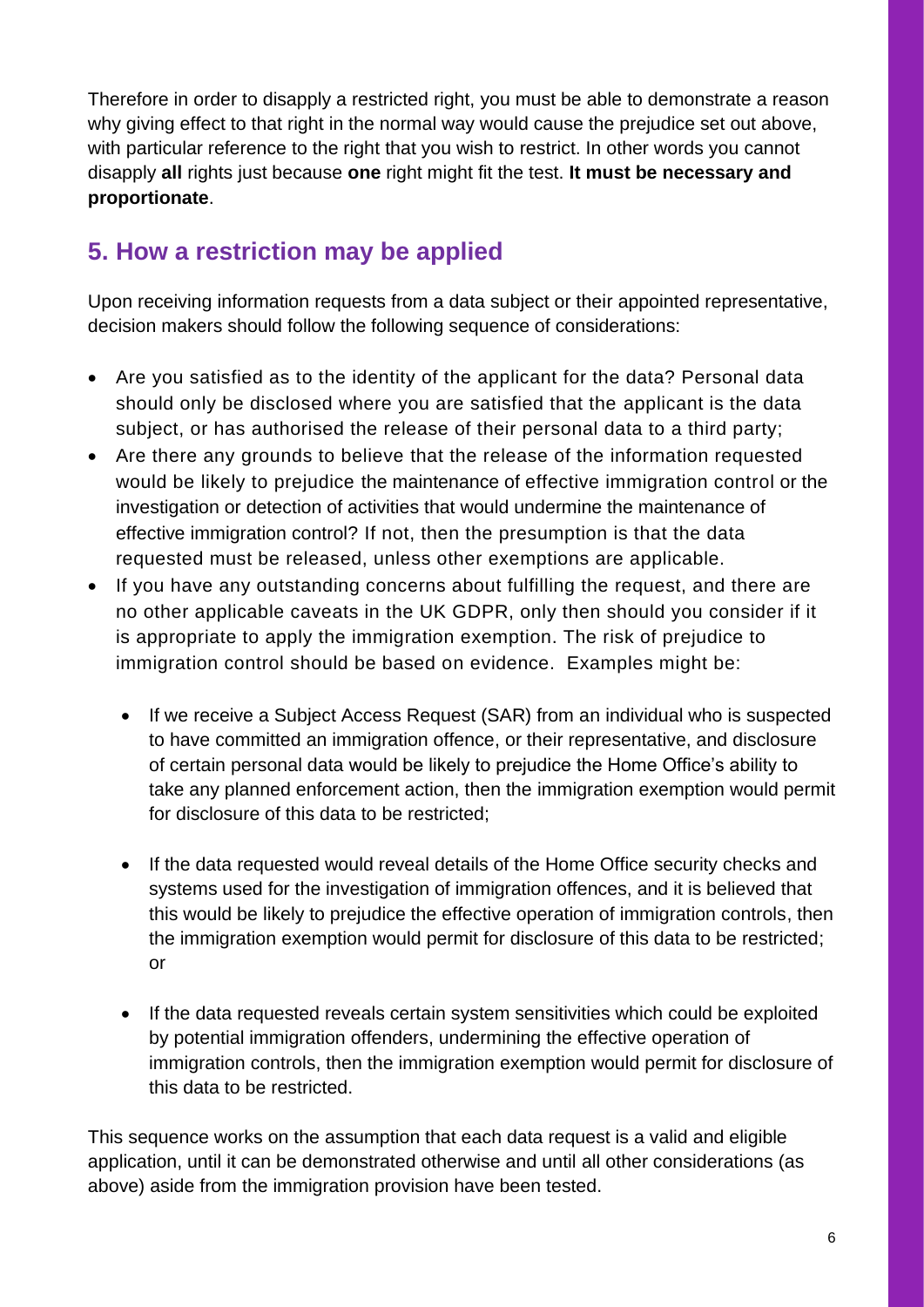Therefore in order to disapply a restricted right, you must be able to demonstrate a reason why giving effect to that right in the normal way would cause the prejudice set out above, with particular reference to the right that you wish to restrict. In other words you cannot disapply **all** rights just because **one** right might fit the test. **It must be necessary and proportionate**.

## 5. How a restriction may be applied

Upon receiving information requests from a data subject or their appointed representative, decision makers should follow the following sequence of considerations:

- Are you satisfied as to the identity of the applicant for the data? Personal data should only be disclosed where you are satisfied that the applicant is the data subject, or has authorised the release of their personal data to a third party;
- Are there any grounds to believe that the release of the information requested would be likely to prejudice the maintenance of effective immigration control or the investigation or detection of activities that would undermine the maintenance of effective immigration control? If not, then the presumption is that the data requested must be released, unless other exemptions are applicable.
- If you have any outstanding concerns about fulfilling the request, and there are no other applicable caveats in the UK GDPR, only then should you consider if it is appropriate to apply the immigration exemption. The risk of prejudice to immigration control should be based on evidence. Examples might be:
  - If we receive a Subject Access Request (SAR) from an individual who is suspected to have committed an immigration offence, or their representative, and disclosure of certain personal data would be likely to prejudice the Home Office's ability to take any planned enforcement action, then the immigration exemption would permit for disclosure of this data to be restricted;
  - If the data requested would reveal details of the Home Office security checks and systems used for the investigation of immigration offences, and it is believed that this would be likely to prejudice the effective operation of immigration controls, then the immigration exemption would permit for disclosure of this data to be restricted; or
  - If the data requested reveals certain system sensitivities which could be exploited by potential immigration offenders, undermining the effective operation of immigration controls, then the immigration exemption would permit for disclosure of this data to be restricted.

This sequence works on the assumption that each data request is a valid and eligible application, until it can be demonstrated otherwise and until all other considerations (as above) aside from the immigration provision have been tested.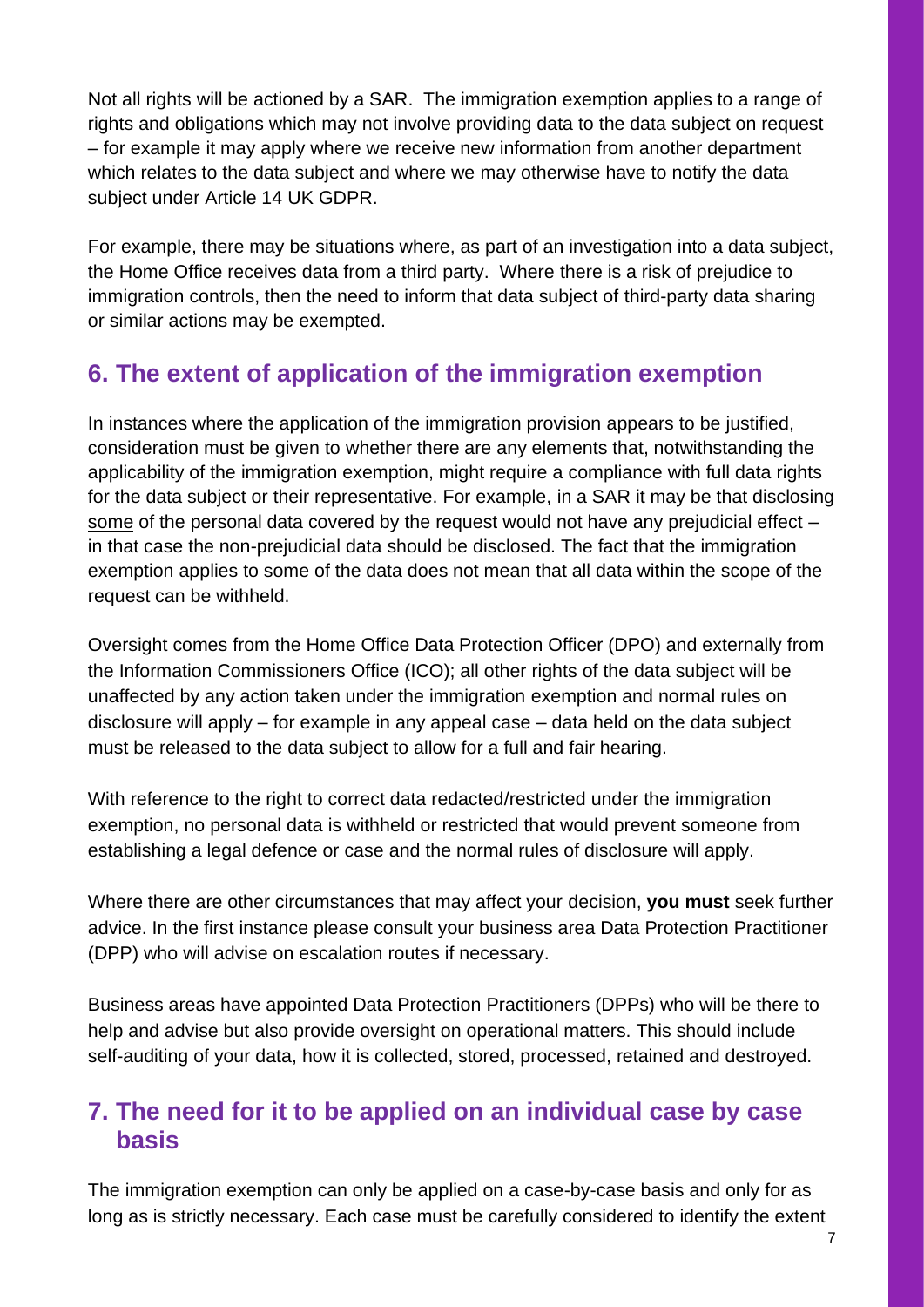Not all rights will be actioned by a SAR. The immigration exemption applies to a range of rights and obligations which may not involve providing data to the data subject on request – for example it may apply where we receive new information from another department which relates to the data subject and where we may otherwise have to notify the data subject under Article 14 UK GDPR.

For example, there may be situations where, as part of an investigation into a data subject, the Home Office receives data from a third party. Where there is a risk of prejudice to immigration controls, then the need to inform that data subject of third-party data sharing or similar actions may be exempted.

## 6. The extent of application of the immigration exemption

In instances where the application of the immigration provision appears to be justified, consideration must be given to whether there are any elements that, notwithstanding the applicability of the immigration exemption, might require a compliance with full data rights for the data subject or their representative. For example, in a SAR it may be that disclosing some of the personal data covered by the request would not have any prejudicial effect – in that case the non-prejudicial data should be disclosed. The fact that the immigration exemption applies to some of the data does not mean that all data within the scope of the request can be withheld.

Oversight comes from the Home Office Data Protection Officer (DPO) and externally from the Information Commissioners Office (ICO); all other rights of the data subject will be unaffected by any action taken under the immigration exemption and normal rules on disclosure will apply – for example in any appeal case – data held on the data subject must be released to the data subject to allow for a full and fair hearing.

With reference to the right to correct data redacted/restricted under the immigration exemption, no personal data is withheld or restricted that would prevent someone from establishing a legal defence or case and the normal rules of disclosure will apply.

Where there are other circumstances that may affect your decision, **you must** seek further advice. In the first instance please consult your business area Data Protection Practitioner (DPP) who will advise on escalation routes if necessary.

Business areas have appointed Data Protection Practitioners (DPPs) who will be there to help and advise but also provide oversight on operational matters. This should include self-auditing of your data, how it is collected, stored, processed, retained and destroyed.

## 7. The need for it to be applied on an individual case by case basis

The immigration exemption can only be applied on a case-by-case basis and only for as long as is strictly necessary. Each case must be carefully considered to identify the extent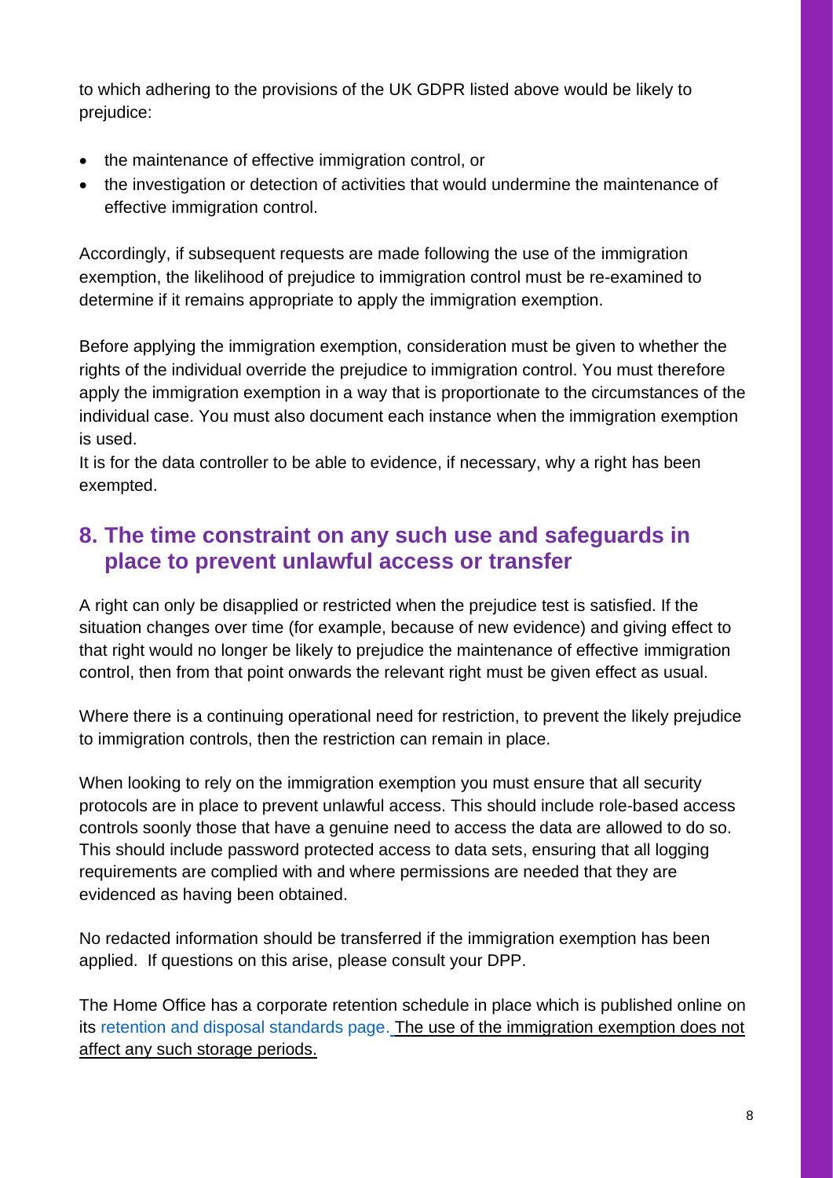to which adhering to the provisions of the UK GDPR listed above would be likely to prejudice:

- the maintenance of effective immigration control, or
- the investigation or detection of activities that would undermine the maintenance of effective immigration control.

Accordingly, if subsequent requests are made following the use of the immigration exemption, the likelihood of prejudice to immigration control must be re-examined to determine if it remains appropriate to apply the immigration exemption.

Before applying the immigration exemption, consideration must be given to whether the rights of the individual override the prejudice to immigration control. You must therefore apply the immigration exemption in a way that is proportionate to the circumstances of the individual case. You must also document each instance when the immigration exemption is used.
It is for the data controller to be able to evidence, if necessary, why a right has been exempted.

## 8. The time constraint on any such use and safeguards in place to prevent unlawful access or transfer

A right can only be disapplied or restricted when the prejudice test is satisfied. If the situation changes over time (for example, because of new evidence) and giving effect to that right would no longer be likely to prejudice the maintenance of effective immigration control, then from that point onwards the relevant right must be given effect as usual.

Where there is a continuing operational need for restriction, to prevent the likely prejudice to immigration controls, then the restriction can remain in place.

When looking to rely on the immigration exemption you must ensure that all security protocols are in place to prevent unlawful access. This should include role-based access controls soonly those that have a genuine need to access the data are allowed to do so. This should include password protected access to data sets, ensuring that all logging requirements are complied with and where permissions are needed that they are evidenced as having been obtained.

No redacted information should be transferred if the immigration exemption has been applied. If questions on this arise, please consult your DPP.

The Home Office has a corporate retention schedule in place which is published online on its retention and disposal standards page. The use of the immigration exemption does not affect any such storage periods.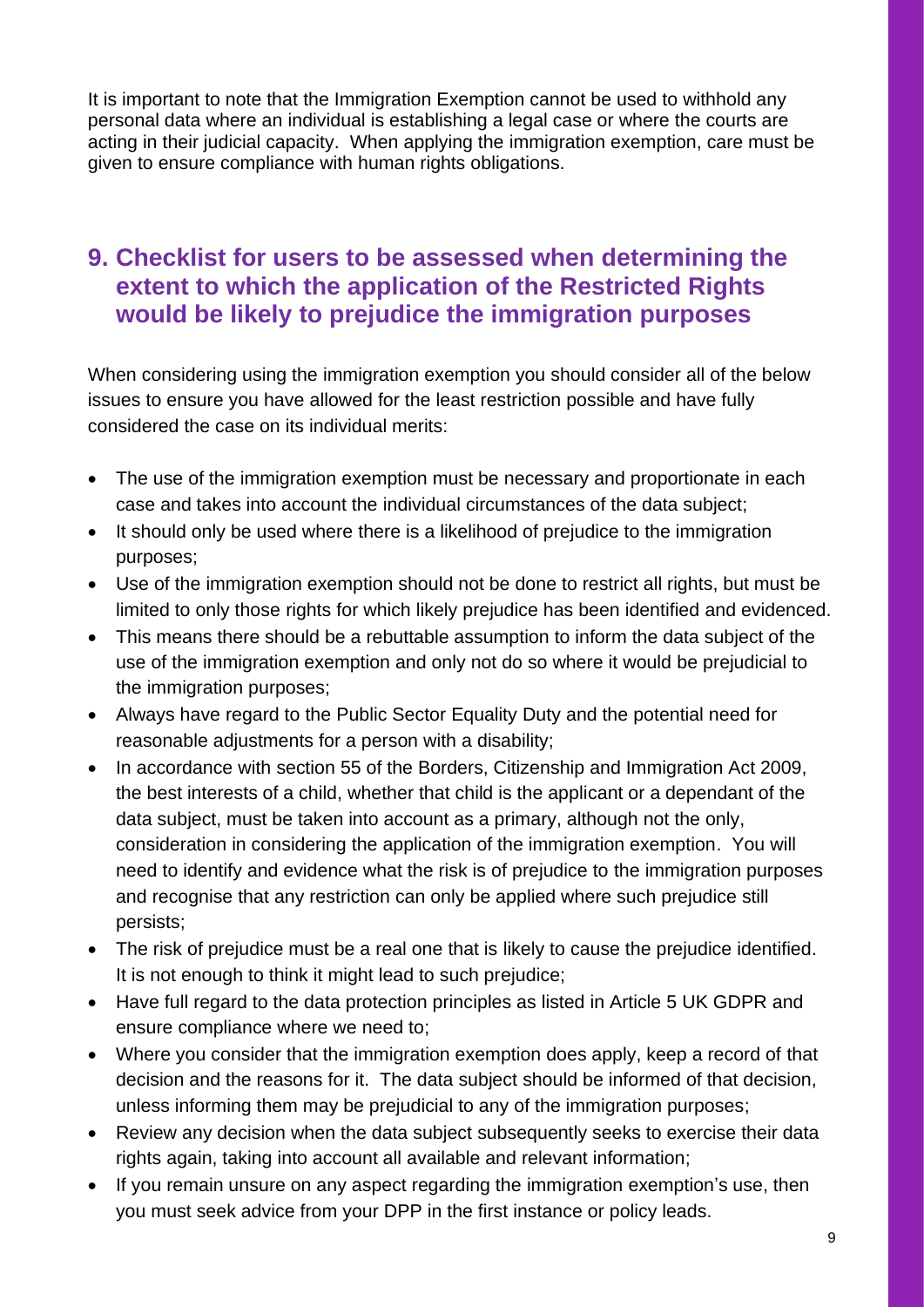It is important to note that the Immigration Exemption cannot be used to withhold any personal data where an individual is establishing a legal case or where the courts are acting in their judicial capacity. When applying the immigration exemption, care must be given to ensure compliance with human rights obligations.

## 9. Checklist for users to be assessed when determining the extent to which the application of the Restricted Rights would be likely to prejudice the immigration purposes

When considering using the immigration exemption you should consider all of the below issues to ensure you have allowed for the least restriction possible and have fully considered the case on its individual merits:

- The use of the immigration exemption must be necessary and proportionate in each case and takes into account the individual circumstances of the data subject;
- It should only be used where there is a likelihood of prejudice to the immigration purposes;
- Use of the immigration exemption should not be done to restrict all rights, but must be limited to only those rights for which likely prejudice has been identified and evidenced.
- This means there should be a rebuttable assumption to inform the data subject of the use of the immigration exemption and only not do so where it would be prejudicial to the immigration purposes;
- Always have regard to the Public Sector Equality Duty and the potential need for reasonable adjustments for a person with a disability;
- In accordance with section 55 of the Borders, Citizenship and Immigration Act 2009, the best interests of a child, whether that child is the applicant or a dependant of the data subject, must be taken into account as a primary, although not the only, consideration in considering the application of the immigration exemption. You will need to identify and evidence what the risk is of prejudice to the immigration purposes and recognise that any restriction can only be applied where such prejudice still persists;
- The risk of prejudice must be a real one that is likely to cause the prejudice identified. It is not enough to think it might lead to such prejudice;
- Have full regard to the data protection principles as listed in Article 5 UK GDPR and ensure compliance where we need to;
- Where you consider that the immigration exemption does apply, keep a record of that decision and the reasons for it. The data subject should be informed of that decision, unless informing them may be prejudicial to any of the immigration purposes;
- Review any decision when the data subject subsequently seeks to exercise their data rights again, taking into account all available and relevant information;
- If you remain unsure on any aspect regarding the immigration exemption's use, then you must seek advice from your DPP in the first instance or policy leads.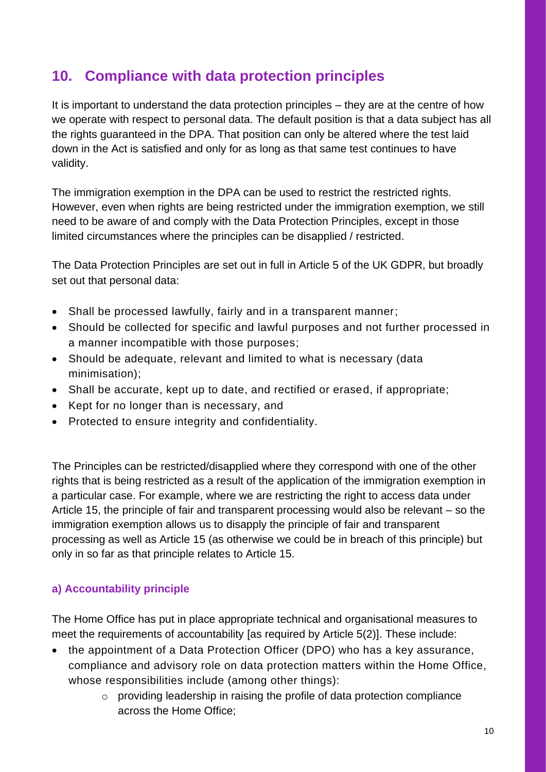## 10. Compliance with data protection principles

It is important to understand the data protection principles – they are at the centre of how we operate with respect to personal data. The default position is that a data subject has all the rights guaranteed in the DPA. That position can only be altered where the test laid down in the Act is satisfied and only for as long as that same test continues to have validity.

The immigration exemption in the DPA can be used to restrict the restricted rights. However, even when rights are being restricted under the immigration exemption, we still need to be aware of and comply with the Data Protection Principles, except in those limited circumstances where the principles can be disapplied / restricted.

The Data Protection Principles are set out in full in Article 5 of the UK GDPR, but broadly set out that personal data:

- Shall be processed lawfully, fairly and in a transparent manner;
- Should be collected for specific and lawful purposes and not further processed in a manner incompatible with those purposes;
- Should be adequate, relevant and limited to what is necessary (data minimisation);
- Shall be accurate, kept up to date, and rectified or erased, if appropriate;
- Kept for no longer than is necessary, and
- Protected to ensure integrity and confidentiality.

The Principles can be restricted/disapplied where they correspond with one of the other rights that is being restricted as a result of the application of the immigration exemption in a particular case. For example, where we are restricting the right to access data under Article 15, the principle of fair and transparent processing would also be relevant – so the immigration exemption allows us to disapply the principle of fair and transparent processing as well as Article 15 (as otherwise we could be in breach of this principle) but only in so far as that principle relates to Article 15.

### a) Accountability principle

The Home Office has put in place appropriate technical and organisational measures to meet the requirements of accountability [as required by Article 5(2)]. These include:

- the appointment of a Data Protection Officer (DPO) who has a key assurance, compliance and advisory role on data protection matters within the Home Office, whose responsibilities include (among other things):
  - providing leadership in raising the profile of data protection compliance across the Home Office;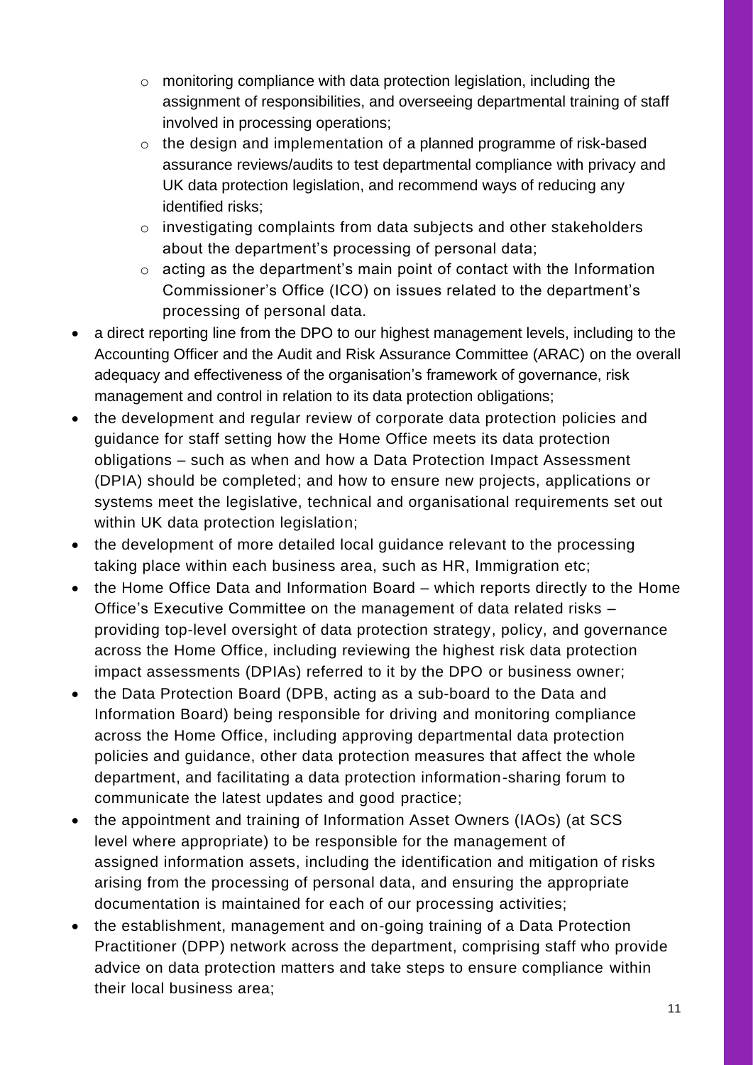- monitoring compliance with data protection legislation, including the assignment of responsibilities, and overseeing departmental training of staff involved in processing operations;
  - the design and implementation of a planned programme of risk-based assurance reviews/audits to test departmental compliance with privacy and UK data protection legislation, and recommend ways of reducing any identified risks;
  - investigating complaints from data subjects and other stakeholders about the department's processing of personal data;
  - acting as the department's main point of contact with the Information Commissioner's Office (ICO) on issues related to the department's processing of personal data.
- a direct reporting line from the DPO to our highest management levels, including to the Accounting Officer and the Audit and Risk Assurance Committee (ARAC) on the overall adequacy and effectiveness of the organisation's framework of governance, risk management and control in relation to its data protection obligations;
- the development and regular review of corporate data protection policies and guidance for staff setting how the Home Office meets its data protection obligations – such as when and how a Data Protection Impact Assessment (DPIA) should be completed; and how to ensure new projects, applications or systems meet the legislative, technical and organisational requirements set out within UK data protection legislation;
- the development of more detailed local guidance relevant to the processing taking place within each business area, such as HR, Immigration etc;
- the Home Office Data and Information Board – which reports directly to the Home Office's Executive Committee on the management of data related risks – providing top-level oversight of data protection strategy, policy, and governance across the Home Office, including reviewing the highest risk data protection impact assessments (DPIAs) referred to it by the DPO or business owner;
- the Data Protection Board (DPB, acting as a sub-board to the Data and Information Board) being responsible for driving and monitoring compliance across the Home Office, including approving departmental data protection policies and guidance, other data protection measures that affect the whole department, and facilitating a data protection information-sharing forum to communicate the latest updates and good practice;
- the appointment and training of Information Asset Owners (IAOs) (at SCS level where appropriate) to be responsible for the management of assigned information assets, including the identification and mitigation of risks arising from the processing of personal data, and ensuring the appropriate documentation is maintained for each of our processing activities;
- the establishment, management and on-going training of a Data Protection Practitioner (DPP) network across the department, comprising staff who provide advice on data protection matters and take steps to ensure compliance within their local business area;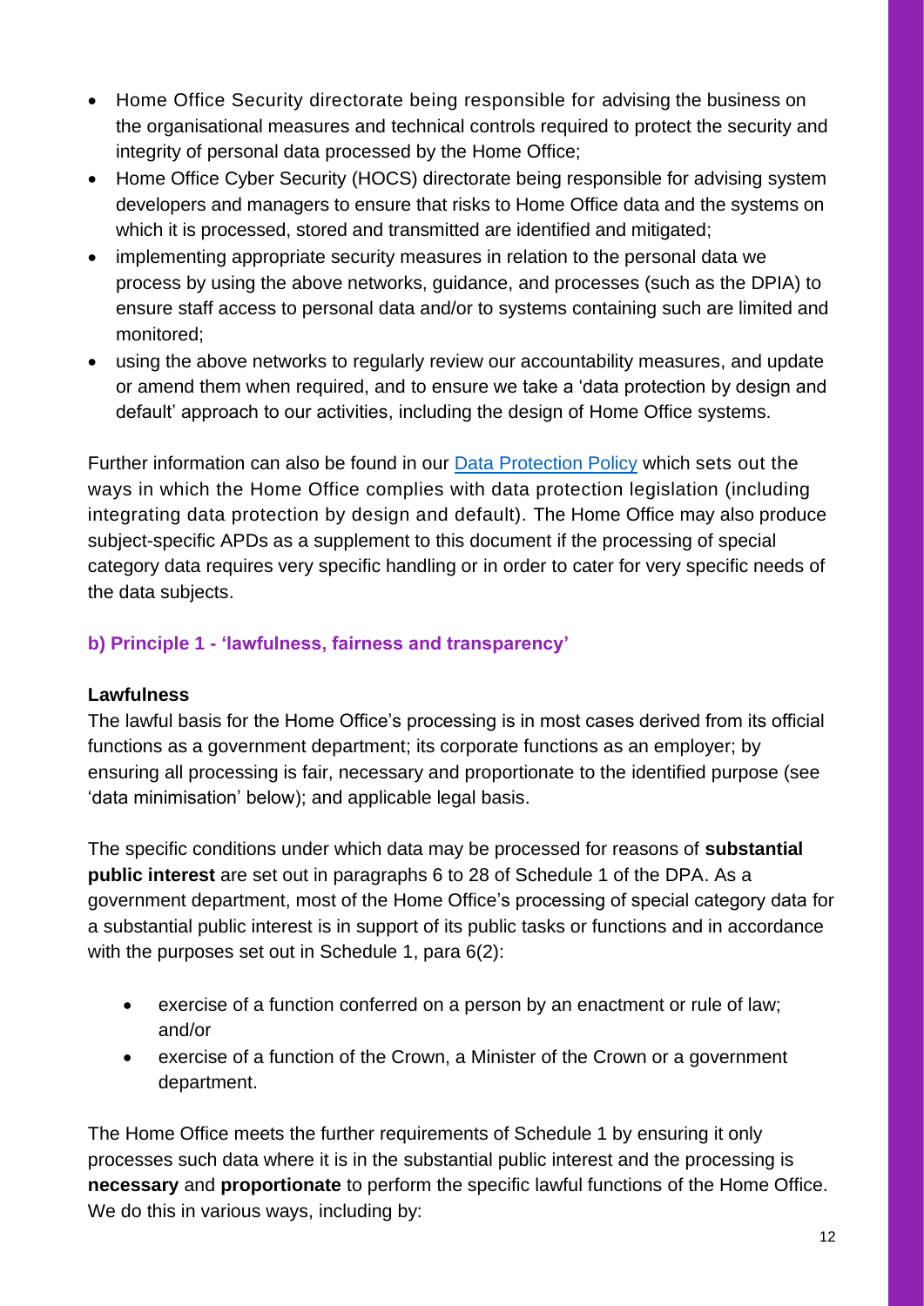- Home Office Security directorate being responsible for advising the business on the organisational measures and technical controls required to protect the security and integrity of personal data processed by the Home Office;
- Home Office Cyber Security (HOCS) directorate being responsible for advising system developers and managers to ensure that risks to Home Office data and the systems on which it is processed, stored and transmitted are identified and mitigated;
- implementing appropriate security measures in relation to the personal data we process by using the above networks, guidance, and processes (such as the DPIA) to ensure staff access to personal data and/or to systems containing such are limited and monitored;
- using the above networks to regularly review our accountability measures, and update or amend them when required, and to ensure we take a 'data protection by design and default' approach to our activities, including the design of Home Office systems.

Further information can also be found in our [Data Protection Policy] which sets out the ways in which the Home Office complies with data protection legislation (including integrating data protection by design and default). The Home Office may also produce subject-specific APDs as a supplement to this document if the processing of special category data requires very specific handling or in order to cater for very specific needs of the data subjects.

### b) Principle 1 - 'lawfulness, fairness and transparency'

**Lawfulness**

The lawful basis for the Home Office's processing is in most cases derived from its official functions as a government department; its corporate functions as an employer; by ensuring all processing is fair, necessary and proportionate to the identified purpose (see 'data minimisation' below); and applicable legal basis.

The specific conditions under which data may be processed for reasons of **substantial public interest** are set out in paragraphs 6 to 28 of Schedule 1 of the DPA. As a government department, most of the Home Office's processing of special category data for a substantial public interest is in support of its public tasks or functions and in accordance with the purposes set out in Schedule 1, para 6(2):

- exercise of a function conferred on a person by an enactment or rule of law; and/or
- exercise of a function of the Crown, a Minister of the Crown or a government department.

The Home Office meets the further requirements of Schedule 1 by ensuring it only processes such data where it is in the substantial public interest and the processing is **necessary** and **proportionate** to perform the specific lawful functions of the Home Office. We do this in various ways, including by: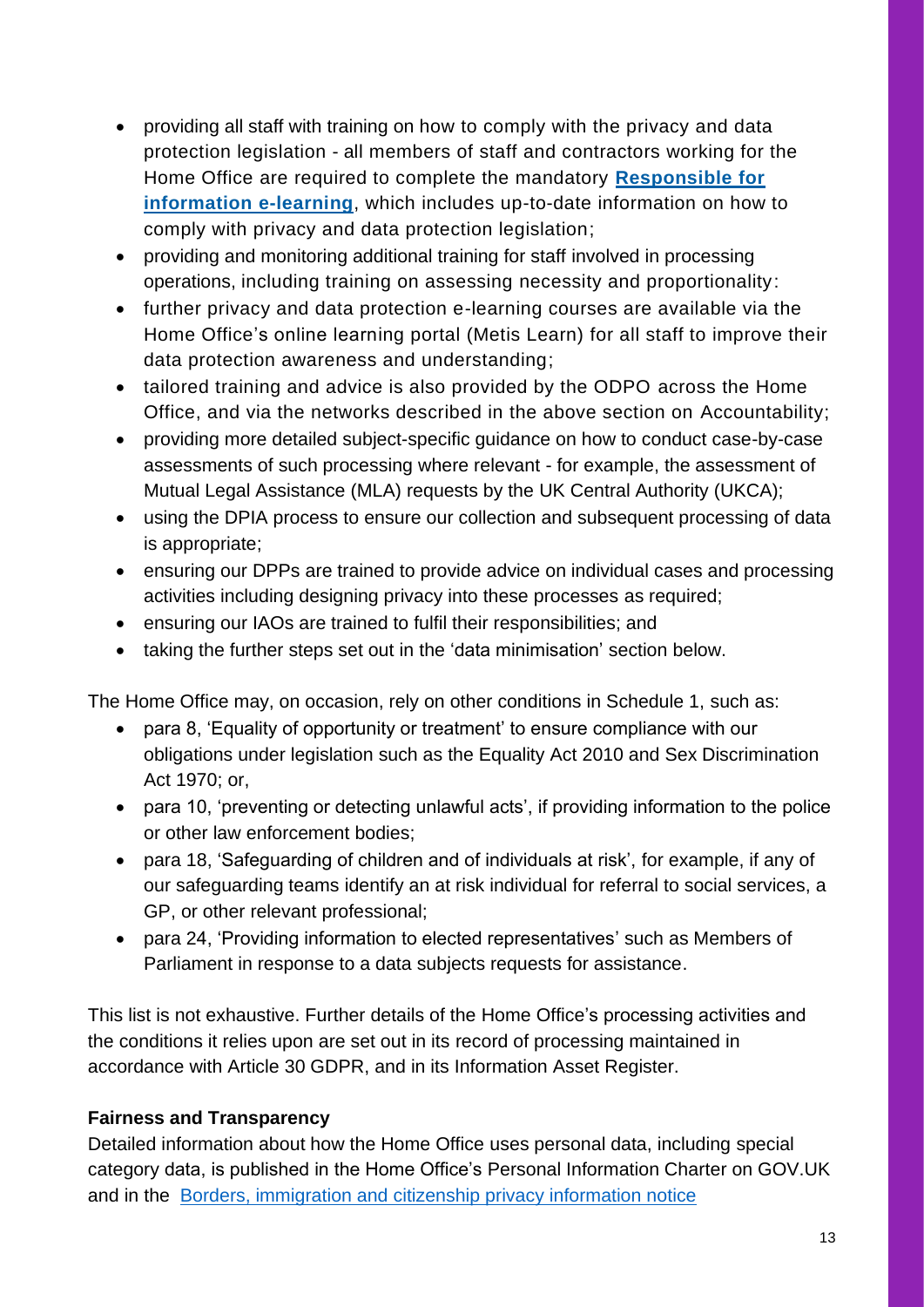- providing all staff with training on how to comply with the privacy and data protection legislation - all members of staff and contractors working for the Home Office are required to complete the mandatory **[Responsible for information e-learning](Responsible for information e-learning)**, which includes up-to-date information on how to comply with privacy and data protection legislation;
- providing and monitoring additional training for staff involved in processing operations, including training on assessing necessity and proportionality:
- further privacy and data protection e-learning courses are available via the Home Office's online learning portal (Metis Learn) for all staff to improve their data protection awareness and understanding;
- tailored training and advice is also provided by the ODPO across the Home Office, and via the networks described in the above section on Accountability;
- providing more detailed subject-specific guidance on how to conduct case-by-case assessments of such processing where relevant - for example, the assessment of Mutual Legal Assistance (MLA) requests by the UK Central Authority (UKCA);
- using the DPIA process to ensure our collection and subsequent processing of data is appropriate;
- ensuring our DPPs are trained to provide advice on individual cases and processing activities including designing privacy into these processes as required;
- ensuring our IAOs are trained to fulfil their responsibilities; and
- taking the further steps set out in the 'data minimisation' section below.

The Home Office may, on occasion, rely on other conditions in Schedule 1, such as:

- para 8, 'Equality of opportunity or treatment' to ensure compliance with our obligations under legislation such as the Equality Act 2010 and Sex Discrimination Act 1970; or,
- para 10, 'preventing or detecting unlawful acts', if providing information to the police or other law enforcement bodies;
- para 18, 'Safeguarding of children and of individuals at risk', for example, if any of our safeguarding teams identify an at risk individual for referral to social services, a GP, or other relevant professional;
- para 24, 'Providing information to elected representatives' such as Members of Parliament in response to a data subjects requests for assistance.

This list is not exhaustive. Further details of the Home Office's processing activities and the conditions it relies upon are set out in its record of processing maintained in accordance with Article 30 GDPR, and in its Information Asset Register.

**Fairness and Transparency**

Detailed information about how the Home Office uses personal data, including special category data, is published in the Home Office's Personal Information Charter on GOV.UK and in the [Borders, immigration and citizenship privacy information notice](Borders, immigration and citizenship privacy information notice)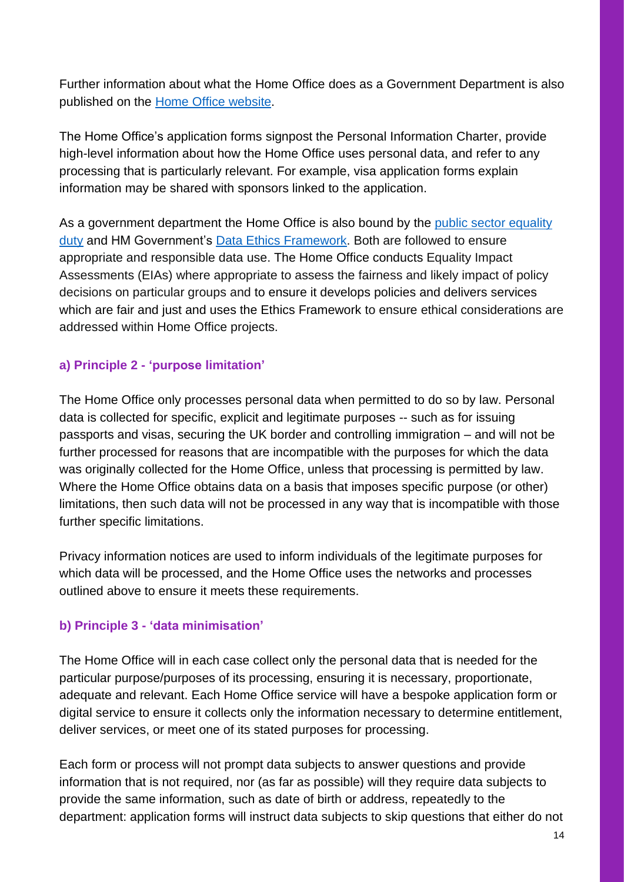Further information about what the Home Office does as a Government Department is also published on the [Home Office website](Home Office website).

The Home Office's application forms signpost the Personal Information Charter, provide high-level information about how the Home Office uses personal data, and refer to any processing that is particularly relevant. For example, visa application forms explain information may be shared with sponsors linked to the application.

As a government department the Home Office is also bound by the public sector equality duty and HM Government's Data Ethics Framework. Both are followed to ensure appropriate and responsible data use. The Home Office conducts Equality Impact Assessments (EIAs) where appropriate to assess the fairness and likely impact of policy decisions on particular groups and to ensure it develops policies and delivers services which are fair and just and uses the Ethics Framework to ensure ethical considerations are addressed within Home Office projects.

#### a) Principle 2 - 'purpose limitation'

The Home Office only processes personal data when permitted to do so by law. Personal data is collected for specific, explicit and legitimate purposes -- such as for issuing passports and visas, securing the UK border and controlling immigration – and will not be further processed for reasons that are incompatible with the purposes for which the data was originally collected for the Home Office, unless that processing is permitted by law. Where the Home Office obtains data on a basis that imposes specific purpose (or other) limitations, then such data will not be processed in any way that is incompatible with those further specific limitations.

Privacy information notices are used to inform individuals of the legitimate purposes for which data will be processed, and the Home Office uses the networks and processes outlined above to ensure it meets these requirements.

#### b) Principle 3 - 'data minimisation'

The Home Office will in each case collect only the personal data that is needed for the particular purpose/purposes of its processing, ensuring it is necessary, proportionate, adequate and relevant. Each Home Office service will have a bespoke application form or digital service to ensure it collects only the information necessary to determine entitlement, deliver services, or meet one of its stated purposes for processing.

Each form or process will not prompt data subjects to answer questions and provide information that is not required, nor (as far as possible) will they require data subjects to provide the same information, such as date of birth or address, repeatedly to the department: application forms will instruct data subjects to skip questions that either do not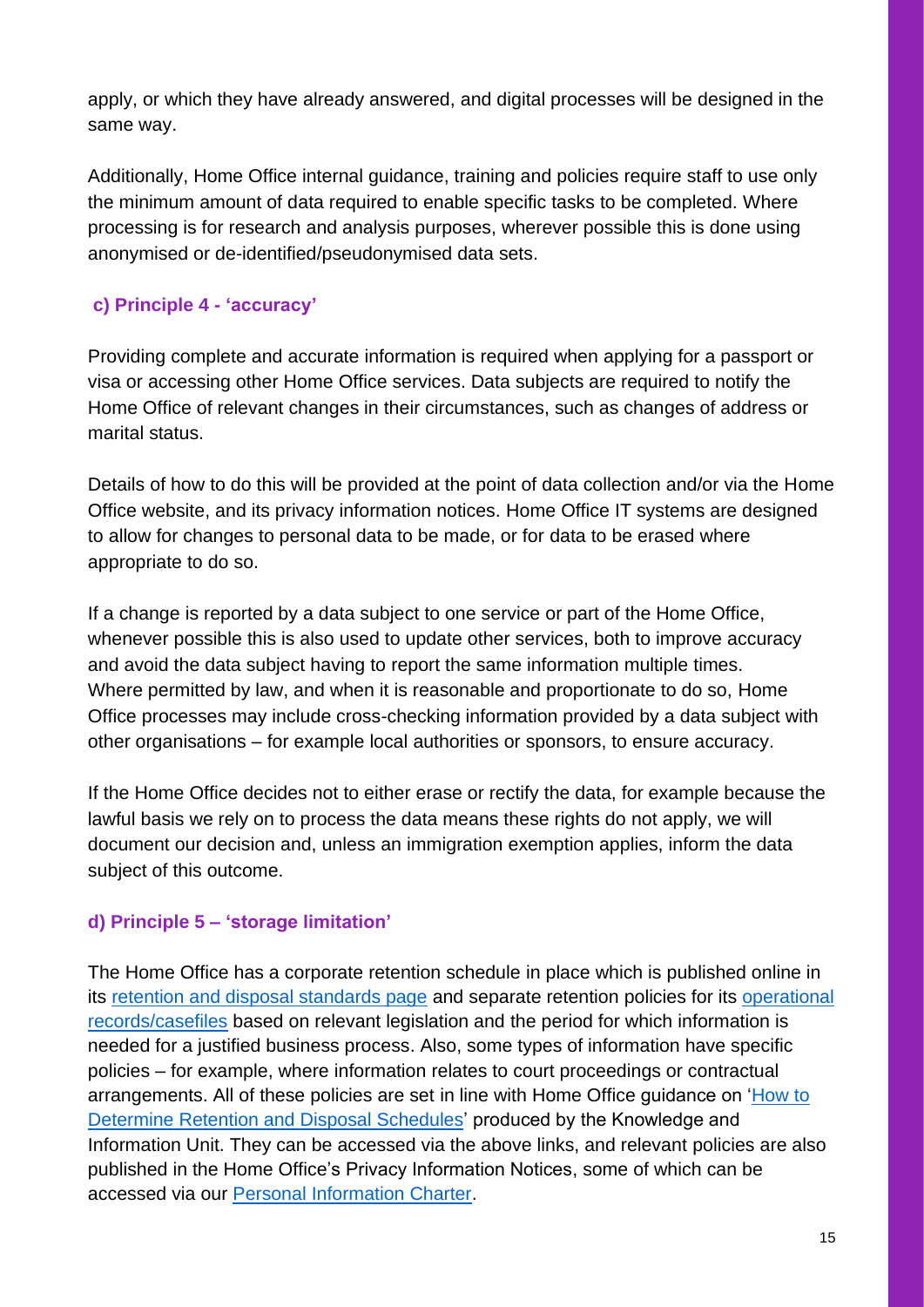apply, or which they have already answered, and digital processes will be designed in the same way.

Additionally, Home Office internal guidance, training and policies require staff to use only the minimum amount of data required to enable specific tasks to be completed. Where processing is for research and analysis purposes, wherever possible this is done using anonymised or de-identified/pseudonymised data sets.

### c) Principle 4 - 'accuracy'

Providing complete and accurate information is required when applying for a passport or visa or accessing other Home Office services. Data subjects are required to notify the Home Office of relevant changes in their circumstances, such as changes of address or marital status.

Details of how to do this will be provided at the point of data collection and/or via the Home Office website, and its privacy information notices. Home Office IT systems are designed to allow for changes to personal data to be made, or for data to be erased where appropriate to do so.

If a change is reported by a data subject to one service or part of the Home Office, whenever possible this is also used to update other services, both to improve accuracy and avoid the data subject having to report the same information multiple times. Where permitted by law, and when it is reasonable and proportionate to do so, Home Office processes may include cross-checking information provided by a data subject with other organisations – for example local authorities or sponsors, to ensure accuracy.

If the Home Office decides not to either erase or rectify the data, for example because the lawful basis we rely on to process the data means these rights do not apply, we will document our decision and, unless an immigration exemption applies, inform the data subject of this outcome.

### d) Principle 5 – 'storage limitation'

The Home Office has a corporate retention schedule in place which is published online in its retention and disposal standards page and separate retention policies for its operational records/casefiles based on relevant legislation and the period for which information is needed for a justified business process. Also, some types of information have specific policies – for example, where information relates to court proceedings or contractual arrangements. All of these policies are set in line with Home Office guidance on 'How to Determine Retention and Disposal Schedules' produced by the Knowledge and Information Unit. They can be accessed via the above links, and relevant policies are also published in the Home Office's Privacy Information Notices, some of which can be accessed via our Personal Information Charter.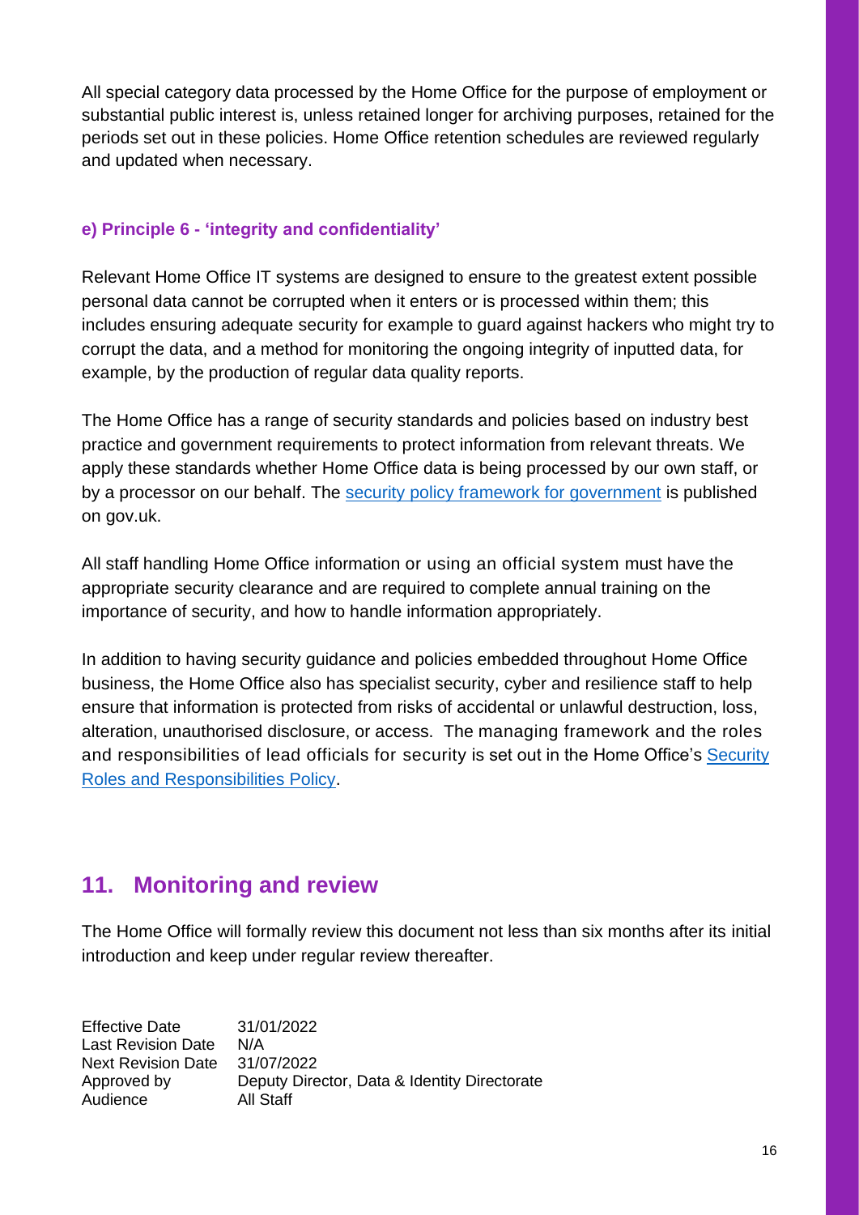All special category data processed by the Home Office for the purpose of employment or substantial public interest is, unless retained longer for archiving purposes, retained for the periods set out in these policies. Home Office retention schedules are reviewed regularly and updated when necessary.

#### e) Principle 6 - 'integrity and confidentiality'

Relevant Home Office IT systems are designed to ensure to the greatest extent possible personal data cannot be corrupted when it enters or is processed within them; this includes ensuring adequate security for example to guard against hackers who might try to corrupt the data, and a method for monitoring the ongoing integrity of inputted data, for example, by the production of regular data quality reports.

The Home Office has a range of security standards and policies based on industry best practice and government requirements to protect information from relevant threats. We apply these standards whether Home Office data is being processed by our own staff, or by a processor on our behalf. The security policy framework for government is published on gov.uk.

All staff handling Home Office information or using an official system must have the appropriate security clearance and are required to complete annual training on the importance of security, and how to handle information appropriately.

In addition to having security guidance and policies embedded throughout Home Office business, the Home Office also has specialist security, cyber and resilience staff to help ensure that information is protected from risks of accidental or unlawful destruction, loss, alteration, unauthorised disclosure, or access. The managing framework and the roles and responsibilities of lead officials for security is set out in the Home Office's Security Roles and Responsibilities Policy.

## 11. Monitoring and review

The Home Office will formally review this document not less than six months after its initial introduction and keep under regular review thereafter.

| | |
|---|---|
| Effective Date | 31/01/2022 |
| Last Revision Date | N/A |
| Next Revision Date | 31/07/2022 |
| Approved by | Deputy Director, Data & Identity Directorate |
| Audience | All Staff |